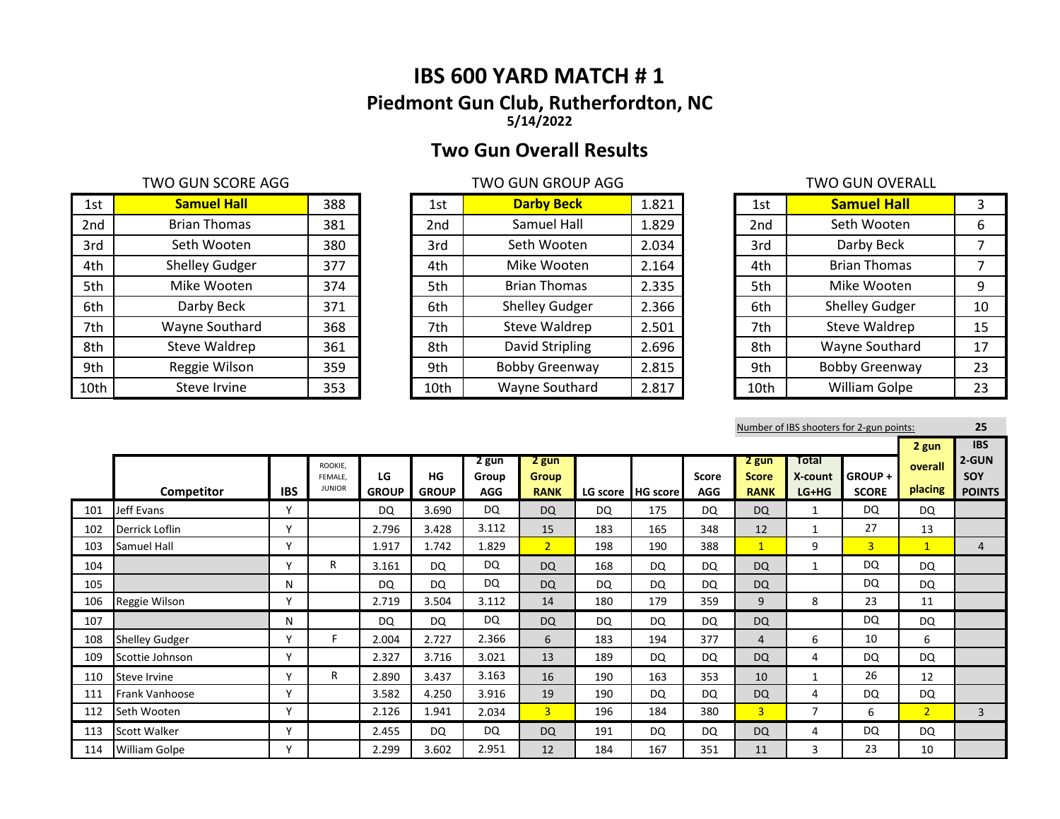# IBS 600 YARD MATCH # 1

## Piedmont Gun Club, Rutherfordton, NC

**5/14/2022**

## Two Gun Overall Results

TWO GUN SCORE AGG

| | | |
|---|---|---|
| 1st | **Samuel Hall** | 388 |
| 2nd | Brian Thomas | 381 |
| 3rd | Seth Wooten | 380 |
| 4th | Shelley Gudger | 377 |
| 5th | Mike Wooten | 374 |
| 6th | Darby Beck | 371 |
| 7th | Wayne Southard | 368 |
| 8th | Steve Waldrep | 361 |
| 9th | Reggie Wilson | 359 |
| 10th | Steve Irvine | 353 |

TWO GUN GROUP AGG

| | | |
|---|---|---|
| 1st | **Darby Beck** | 1.821 |
| 2nd | Samuel Hall | 1.829 |
| 3rd | Seth Wooten | 2.034 |
| 4th | Mike Wooten | 2.164 |
| 5th | Brian Thomas | 2.335 |
| 6th | Shelley Gudger | 2.366 |
| 7th | Steve Waldrep | 2.501 |
| 8th | David Stripling | 2.696 |
| 9th | Bobby Greenway | 2.815 |
| 10th | Wayne Southard | 2.817 |

TWO GUN OVERALL

| | | |
|---|---|---|
| 1st | **Samuel Hall** | 3 |
| 2nd | Seth Wooten | 6 |
| 3rd | Darby Beck | 7 |
| 4th | Brian Thomas | 7 |
| 5th | Mike Wooten | 9 |
| 6th | Shelley Gudger | 10 |
| 7th | Steve Waldrep | 15 |
| 8th | Wayne Southard | 17 |
| 9th | Bobby Greenway | 23 |
| 10th | William Golpe | 23 |

Number of IBS shooters for 2-gun points: 25

| | Competitor | IBS | ROOKIE, FEMALE, JUNIOR | LG GROUP | HG GROUP | 2 gun Group AGG | 2 gun Group RANK | LG score | HG score | Score AGG | 2 gun Score RANK | Total X-count LG+HG | GROUP + SCORE | 2 gun overall placing | IBS 2-GUN SOY POINTS |
|---|---|---|---|---|---|---|---|---|---|---|---|---|---|---|---|
| 101 | Jeff Evans | Y | | DQ | 3.690 | DQ | DQ | DQ | 175 | DQ | DQ | 1 | DQ | DQ | |
| 102 | Derrick Loflin | Y | | 2.796 | 3.428 | 3.112 | 15 | 183 | 165 | 348 | 12 | 1 | 27 | 13 | |
| 103 | Samuel Hall | Y | | 1.917 | 1.742 | 1.829 | 2 | 198 | 190 | 388 | 1 | 9 | 3 | 1 | 4 |
| 104 | | Y | R | 3.161 | DQ | DQ | DQ | 168 | DQ | DQ | DQ | 1 | DQ | DQ | |
| 105 | | N | | DQ | DQ | DQ | DQ | DQ | DQ | DQ | DQ | | DQ | DQ | |
| 106 | Reggie Wilson | Y | | 2.719 | 3.504 | 3.112 | 14 | 180 | 179 | 359 | 9 | 8 | 23 | 11 | |
| 107 | | N | | DQ | DQ | DQ | DQ | DQ | DQ | DQ | DQ | | DQ | DQ | |
| 108 | Shelley Gudger | Y | F | 2.004 | 2.727 | 2.366 | 6 | 183 | 194 | 377 | 4 | 6 | 10 | 6 | |
| 109 | Scottie Johnson | Y | | 2.327 | 3.716 | 3.021 | 13 | 189 | DQ | DQ | DQ | 4 | DQ | DQ | |
| 110 | Steve Irvine | Y | R | 2.890 | 3.437 | 3.163 | 16 | 190 | 163 | 353 | 10 | 1 | 26 | 12 | |
| 111 | Frank Vanhoose | Y | | 3.582 | 4.250 | 3.916 | 19 | 190 | DQ | DQ | DQ | 4 | DQ | DQ | |
| 112 | Seth Wooten | Y | | 2.126 | 1.941 | 2.034 | 3 | 196 | 184 | 380 | 3 | 7 | 6 | 2 | 3 |
| 113 | Scott Walker | Y | | 2.455 | DQ | DQ | DQ | 191 | DQ | DQ | DQ | 4 | DQ | DQ | |
| 114 | William Golpe | Y | | 2.299 | 3.602 | 2.951 | 12 | 184 | 167 | 351 | 11 | 3 | 23 | 10 | |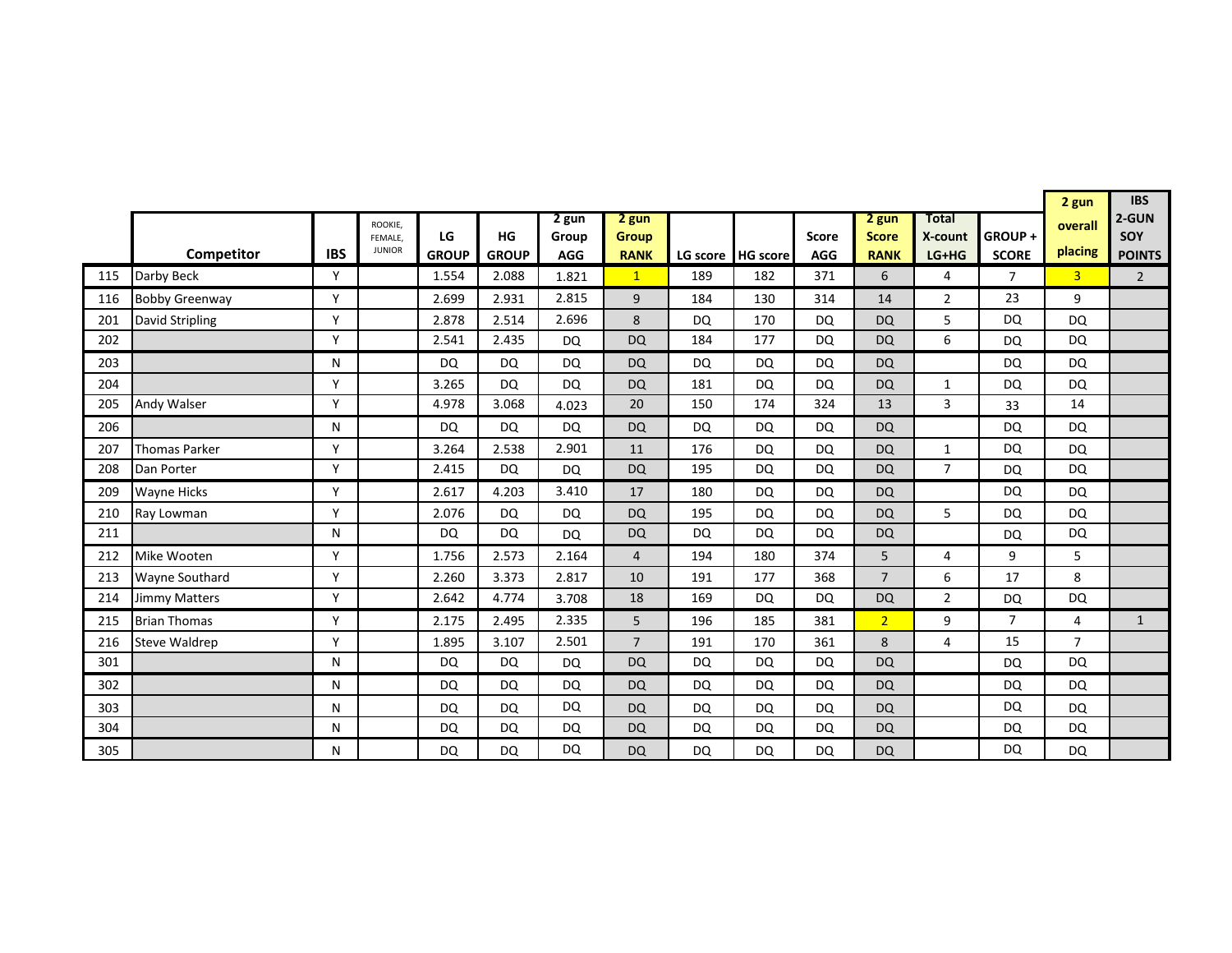|  | Competitor | IBS | ROOKIE, FEMALE, JUNIOR | LG GROUP | HG GROUP | 2 gun Group AGG | 2 gun Group RANK | LG score | HG score | Score AGG | 2 gun Score RANK | Total X-count LG+HG | GROUP + SCORE | 2 gun overall placing | IBS 2-GUN SOY POINTS |
|---|---|---|---|---|---|---|---|---|---|---|---|---|---|---|---|
| 115 | Darby Beck | Y |  | 1.554 | 2.088 | 1.821 | 1 | 189 | 182 | 371 | 6 | 4 | 7 | 3 | 2 |
| 116 | Bobby Greenway | Y |  | 2.699 | 2.931 | 2.815 | 9 | 184 | 130 | 314 | 14 | 2 | 23 | 9 |  |
| 201 | David Stripling | Y |  | 2.878 | 2.514 | 2.696 | 8 | DQ | 170 | DQ | DQ | 5 | DQ | DQ |  |
| 202 |  | Y |  | 2.541 | 2.435 | DQ | DQ | 184 | 177 | DQ | DQ | 6 | DQ | DQ |  |
| 203 |  | N |  | DQ | DQ | DQ | DQ | DQ | DQ | DQ | DQ |  | DQ | DQ |  |
| 204 |  | Y |  | 3.265 | DQ | DQ | DQ | 181 | DQ | DQ | DQ | 1 | DQ | DQ |  |
| 205 | Andy Walser | Y |  | 4.978 | 3.068 | 4.023 | 20 | 150 | 174 | 324 | 13 | 3 | 33 | 14 |  |
| 206 |  | N |  | DQ | DQ | DQ | DQ | DQ | DQ | DQ | DQ |  | DQ | DQ |  |
| 207 | Thomas Parker | Y |  | 3.264 | 2.538 | 2.901 | 11 | 176 | DQ | DQ | DQ | 1 | DQ | DQ |  |
| 208 | Dan Porter | Y |  | 2.415 | DQ | DQ | DQ | 195 | DQ | DQ | DQ | 7 | DQ | DQ |  |
| 209 | Wayne Hicks | Y |  | 2.617 | 4.203 | 3.410 | 17 | 180 | DQ | DQ | DQ |  | DQ | DQ |  |
| 210 | Ray Lowman | Y |  | 2.076 | DQ | DQ | DQ | 195 | DQ | DQ | DQ | 5 | DQ | DQ |  |
| 211 |  | N |  | DQ | DQ | DQ | DQ | DQ | DQ | DQ | DQ |  | DQ | DQ |  |
| 212 | Mike Wooten | Y |  | 1.756 | 2.573 | 2.164 | 4 | 194 | 180 | 374 | 5 | 4 | 9 | 5 |  |
| 213 | Wayne Southard | Y |  | 2.260 | 3.373 | 2.817 | 10 | 191 | 177 | 368 | 7 | 6 | 17 | 8 |  |
| 214 | Jimmy Matters | Y |  | 2.642 | 4.774 | 3.708 | 18 | 169 | DQ | DQ | DQ | 2 | DQ | DQ |  |
| 215 | Brian Thomas | Y |  | 2.175 | 2.495 | 2.335 | 5 | 196 | 185 | 381 | 2 | 9 | 7 | 4 | 1 |
| 216 | Steve Waldrep | Y |  | 1.895 | 3.107 | 2.501 | 7 | 191 | 170 | 361 | 8 | 4 | 15 | 7 |  |
| 301 |  | N |  | DQ | DQ | DQ | DQ | DQ | DQ | DQ | DQ |  | DQ | DQ |  |
| 302 |  | N |  | DQ | DQ | DQ | DQ | DQ | DQ | DQ | DQ |  | DQ | DQ |  |
| 303 |  | N |  | DQ | DQ | DQ | DQ | DQ | DQ | DQ | DQ |  | DQ | DQ |  |
| 304 |  | N |  | DQ | DQ | DQ | DQ | DQ | DQ | DQ | DQ |  | DQ | DQ |  |
| 305 |  | N |  | DQ | DQ | DQ | DQ | DQ | DQ | DQ | DQ |  | DQ | DQ |  |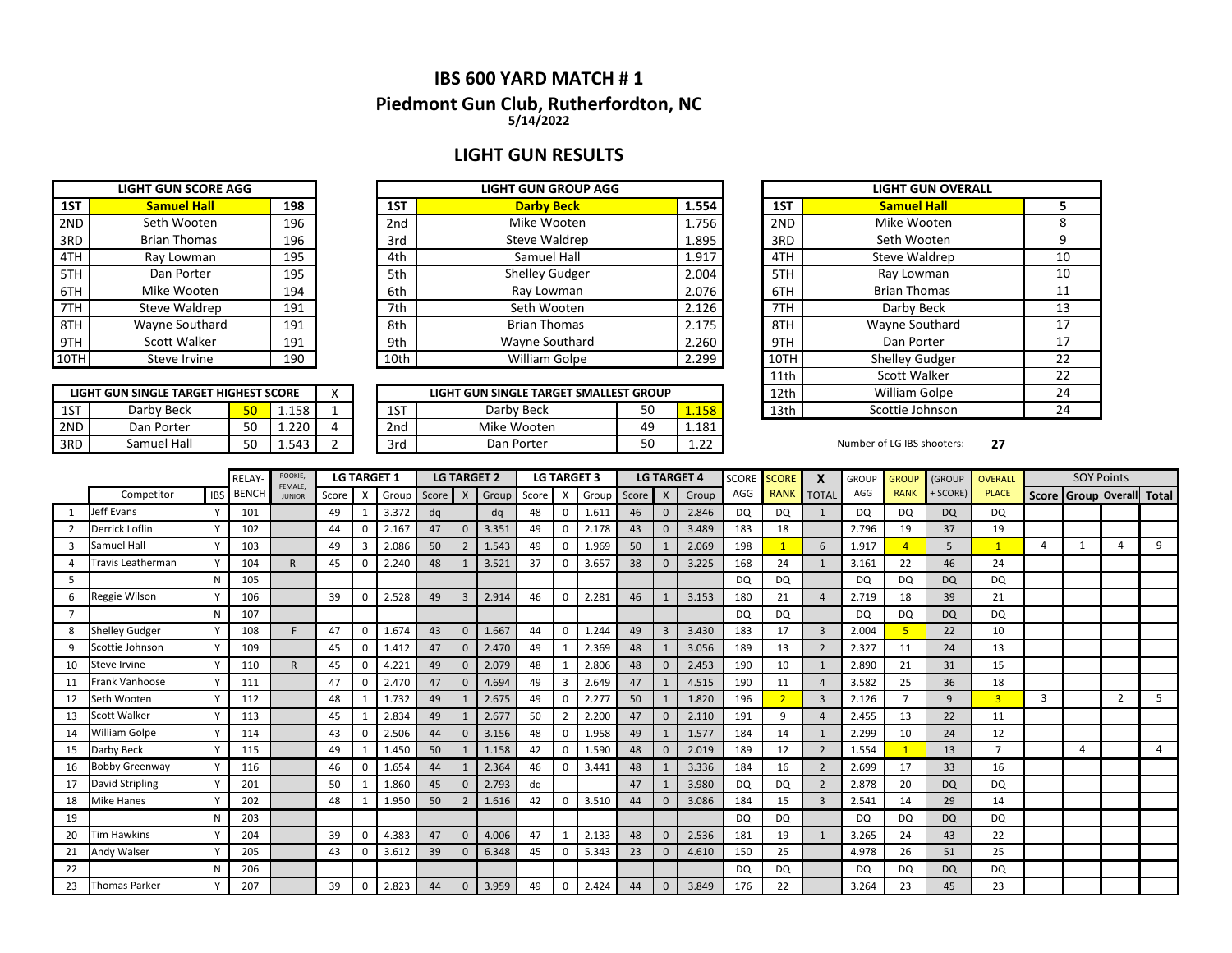# IBS 600 YARD MATCH # 1

## Piedmont Gun Club, Rutherfordton, NC

5/14/2022

## LIGHT GUN RESULTS

| LIGHT GUN SCORE AGG | | |
|---|---|---|
| 1ST | **Samuel Hall** | **198** |
| 2ND | Seth Wooten | 196 |
| 3RD | Brian Thomas | 196 |
| 4TH | Ray Lowman | 195 |
| 5TH | Dan Porter | 195 |
| 6TH | Mike Wooten | 194 |
| 7TH | Steve Waldrep | 191 |
| 8TH | Wayne Southard | 191 |
| 9TH | Scott Walker | 191 |
| 10TH | Steve Irvine | 190 |

| LIGHT GUN GROUP AGG | | |
|---|---|---|
| 1ST | **Darby Beck** | **1.554** |
| 2nd | Mike Wooten | 1.756 |
| 3rd | Steve Waldrep | 1.895 |
| 4th | Samuel Hall | 1.917 |
| 5th | Shelley Gudger | 2.004 |
| 6th | Ray Lowman | 2.076 |
| 7th | Seth Wooten | 2.126 |
| 8th | Brian Thomas | 2.175 |
| 9th | Wayne Southard | 2.260 |
| 10th | William Golpe | 2.299 |

| LIGHT GUN OVERALL | | |
|---|---|---|
| 1ST | **Samuel Hall** | **5** |
| 2ND | Mike Wooten | 8 |
| 3RD | Seth Wooten | 9 |
| 4TH | Steve Waldrep | 10 |
| 5TH | Ray Lowman | 10 |
| 6TH | Brian Thomas | 11 |
| 7TH | Darby Beck | 13 |
| 8TH | Wayne Southard | 17 |
| 9TH | Dan Porter | 17 |
| 10TH | Shelley Gudger | 22 |
| 11th | Scott Walker | 22 |
| 12th | William Golpe | 24 |
| 13th | Scottie Johnson | 24 |

| LIGHT GUN SINGLE TARGET HIGHEST SCORE | | | | X |
|---|---|---|---|---|
| 1ST | Darby Beck | 50 | 1.158 | 1 |
| 2ND | Dan Porter | 50 | 1.220 | 4 |
| 3RD | Samuel Hall | 50 | 1.543 | 2 |

| LIGHT GUN SINGLE TARGET SMALLEST GROUP | | | |
|---|---|---|---|
| 1ST | Darby Beck | 50 | 1.158 |
| 2nd | Mike Wooten | 49 | 1.181 |
| 3rd | Dan Porter | 50 | 1.22 |

Number of LG IBS shooters: **27**

| | Competitor | IBS | RELAY-BENCH | ROOKIE, FEMALE, JUNIOR | LG TARGET 1 | | | LG TARGET 2 | | | LG TARGET 3 | | | LG TARGET 4 | | | SCORE AGG | SCORE RANK | X TOTAL | GROUP AGG | GROUP RANK | (GROUP + SCORE) | OVERALL PLACE | SOY Points | | | |
|---|---|---|---|---|---|---|---|---|---|---|---|---|---|---|---|---|---|---|---|---|---|---|---|---|---|---|---|
| | | | | | Score | X | Group | Score | X | Group | Score | X | Group | Score | X | Group | | | | | | | | Score | Group | Overall | Total |
| 1 | Jeff Evans | Y | 101 | | 49 | 1 | 3.372 | dq | | dq | 48 | 0 | 1.611 | 46 | 0 | 2.846 | DQ | DQ | 1 | DQ | DQ | DQ | DQ | | | | |
| 2 | Derrick Loflin | Y | 102 | | 44 | 0 | 2.167 | 47 | 0 | 3.351 | 49 | 0 | 2.178 | 43 | 0 | 3.489 | 183 | 18 | | 2.796 | 19 | 37 | 19 | | | | |
| 3 | Samuel Hall | Y | 103 | | 49 | 3 | 2.086 | 50 | 2 | 1.543 | 49 | 0 | 1.969 | 50 | 1 | 2.069 | 198 | 1 | 6 | 1.917 | 4 | 5 | 1 | 4 | 1 | 4 | 9 |
| 4 | Travis Leatherman | Y | 104 | R | 45 | 0 | 2.240 | 48 | 1 | 3.521 | 37 | 0 | 3.657 | 38 | 0 | 3.225 | 168 | 24 | 1 | 3.161 | 22 | 46 | 24 | | | | |
| 5 | | N | 105 | | | | | | | | | | | | | | DQ | DQ | | DQ | DQ | DQ | DQ | | | | |
| 6 | Reggie Wilson | Y | 106 | | 39 | 0 | 2.528 | 49 | 3 | 2.914 | 46 | 0 | 2.281 | 46 | 1 | 3.153 | 180 | 21 | 4 | 2.719 | 18 | 39 | 21 | | | | |
| 7 | | N | 107 | | | | | | | | | | | | | | DQ | DQ | | DQ | DQ | DQ | DQ | | | | |
| 8 | Shelley Gudger | Y | 108 | F | 47 | 0 | 1.674 | 43 | 0 | 1.667 | 44 | 0 | 1.244 | 49 | 3 | 3.430 | 183 | 17 | 3 | 2.004 | 5 | 22 | 10 | | | | |
| 9 | Scottie Johnson | Y | 109 | | 45 | 0 | 1.412 | 47 | 0 | 2.470 | 49 | 1 | 2.369 | 48 | 1 | 3.056 | 189 | 13 | 2 | 2.327 | 11 | 24 | 13 | | | | |
| 10 | Steve Irvine | Y | 110 | R | 45 | 0 | 4.221 | 49 | 0 | 2.079 | 48 | 1 | 2.806 | 48 | 0 | 2.453 | 190 | 10 | 1 | 2.890 | 21 | 31 | 15 | | | | |
| 11 | Frank Vanhoose | Y | 111 | | 47 | 0 | 2.470 | 47 | 0 | 4.694 | 49 | 3 | 2.649 | 47 | 1 | 4.515 | 190 | 11 | 4 | 3.582 | 25 | 36 | 18 | | | | |
| 12 | Seth Wooten | Y | 112 | | 48 | 1 | 1.732 | 49 | 1 | 2.675 | 49 | 0 | 2.277 | 50 | 1 | 1.820 | 196 | 2 | 3 | 2.126 | 7 | 9 | 3 | 3 | | 2 | 5 |
| 13 | Scott Walker | Y | 113 | | 45 | 1 | 2.834 | 49 | 1 | 2.677 | 50 | 2 | 2.200 | 47 | 0 | 2.110 | 191 | 9 | 4 | 2.455 | 13 | 22 | 11 | | | | |
| 14 | William Golpe | Y | 114 | | 43 | 0 | 2.506 | 44 | 0 | 3.156 | 48 | 0 | 1.958 | 49 | 1 | 1.577 | 184 | 14 | 1 | 2.299 | 10 | 24 | 12 | | | | |
| 15 | Darby Beck | Y | 115 | | 49 | 1 | 1.450 | 50 | 1 | 1.158 | 42 | 0 | 1.590 | 48 | 0 | 2.019 | 189 | 12 | 2 | 1.554 | 1 | 13 | 7 | | 4 | | 4 |
| 16 | Bobby Greenway | Y | 116 | | 46 | 0 | 1.654 | 44 | 1 | 2.364 | 46 | 0 | 3.441 | 48 | 1 | 3.336 | 184 | 16 | 2 | 2.699 | 17 | 33 | 16 | | | | |
| 17 | David Stripling | Y | 201 | | 50 | 1 | 1.860 | 45 | 0 | 2.793 | dq | | | 47 | 1 | 3.980 | DQ | DQ | 2 | 2.878 | 20 | DQ | DQ | | | | |
| 18 | Mike Hanes | Y | 202 | | 48 | 1 | 1.950 | 50 | 2 | 1.616 | 42 | 0 | 3.510 | 44 | 0 | 3.086 | 184 | 15 | 3 | 2.541 | 14 | 29 | 14 | | | | |
| 19 | | N | 203 | | | | | | | | | | | | | | DQ | DQ | | DQ | DQ | DQ | DQ | | | | |
| 20 | Tim Hawkins | Y | 204 | | 39 | 0 | 4.383 | 47 | 0 | 4.006 | 47 | 1 | 2.133 | 48 | 0 | 2.536 | 181 | 19 | 1 | 3.265 | 24 | 43 | 22 | | | | |
| 21 | Andy Walser | Y | 205 | | 43 | 0 | 3.612 | 39 | 0 | 6.348 | 45 | 0 | 5.343 | 23 | 0 | 4.610 | 150 | 25 | | 4.978 | 26 | 51 | 25 | | | | |
| 22 | | N | 206 | | | | | | | | | | | | | | DQ | DQ | | DQ | DQ | DQ | DQ | | | | |
| 23 | Thomas Parker | Y | 207 | | 39 | 0 | 2.823 | 44 | 0 | 3.959 | 49 | 0 | 2.424 | 44 | 0 | 3.849 | 176 | 22 | | 3.264 | 23 | 45 | 23 | | | | |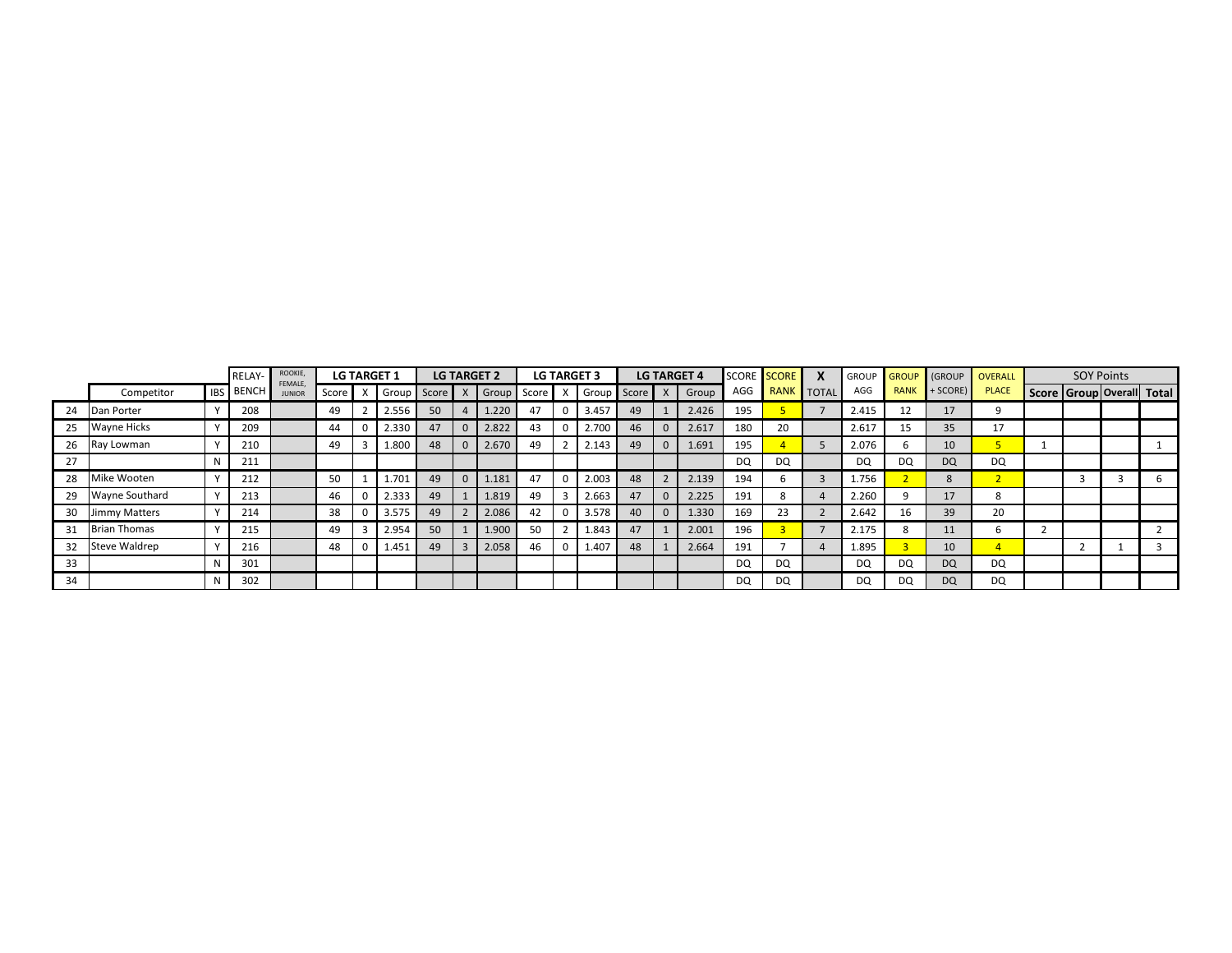| | Competitor | IBS | RELAY-BENCH | ROOKIE, FEMALE, JUNIOR | LG TARGET 1 | | | LG TARGET 2 | | | LG TARGET 3 | | | LG TARGET 4 | | | SCORE AGG | SCORE RANK | X TOTAL | GROUP AGG | GROUP RANK | (GROUP + SCORE) | OVERALL PLACE | SOY Points | | | |
|---|---|---|---|---|---|---|---|---|---|---|---|---|---|---|---|---|---|---|---|---|---|---|---|---|---|---|---|
| | | | | | Score | X | Group | Score | X | Group | Score | X | Group | Score | X | Group | | | | | | | | Score | Group | Overall | Total |
| 24 | Dan Porter | Y | 208 | | 49 | 2 | 2.556 | 50 | 4 | 1.220 | 47 | 0 | 3.457 | 49 | 1 | 2.426 | 195 | 5 | 7 | 2.415 | 12 | 17 | 9 | | | | |
| 25 | Wayne Hicks | Y | 209 | | 44 | 0 | 2.330 | 47 | 0 | 2.822 | 43 | 0 | 2.700 | 46 | 0 | 2.617 | 180 | 20 | | 2.617 | 15 | 35 | 17 | | | | |
| 26 | Ray Lowman | Y | 210 | | 49 | 3 | 1.800 | 48 | 0 | 2.670 | 49 | 2 | 2.143 | 49 | 0 | 1.691 | 195 | 4 | 5 | 2.076 | 6 | 10 | 5 | 1 | | | 1 |
| 27 | | N | 211 | | | | | | | | | | | | | | DQ | DQ | | DQ | DQ | DQ | DQ | | | | |
| 28 | Mike Wooten | Y | 212 | | 50 | 1 | 1.701 | 49 | 0 | 1.181 | 47 | 0 | 2.003 | 48 | 2 | 2.139 | 194 | 6 | 3 | 1.756 | 2 | 8 | 2 | | 3 | 3 | 6 |
| 29 | Wayne Southard | Y | 213 | | 46 | 0 | 2.333 | 49 | 1 | 1.819 | 49 | 3 | 2.663 | 47 | 0 | 2.225 | 191 | 8 | 4 | 2.260 | 9 | 17 | 8 | | | | |
| 30 | Jimmy Matters | Y | 214 | | 38 | 0 | 3.575 | 49 | 2 | 2.086 | 42 | 0 | 3.578 | 40 | 0 | 1.330 | 169 | 23 | 2 | 2.642 | 16 | 39 | 20 | | | | |
| 31 | Brian Thomas | Y | 215 | | 49 | 3 | 2.954 | 50 | 1 | 1.900 | 50 | 2 | 1.843 | 47 | 1 | 2.001 | 196 | 3 | 7 | 2.175 | 8 | 11 | 6 | 2 | | | 2 |
| 32 | Steve Waldrep | Y | 216 | | 48 | 0 | 1.451 | 49 | 3 | 2.058 | 46 | 0 | 1.407 | 48 | 1 | 2.664 | 191 | 7 | 4 | 1.895 | 3 | 10 | 4 | | 2 | 1 | 3 |
| 33 | | N | 301 | | | | | | | | | | | | | | DQ | DQ | | DQ | DQ | DQ | DQ | | | | |
| 34 | | N | 302 | | | | | | | | | | | | | | DQ | DQ | | DQ | DQ | DQ | DQ | | | | |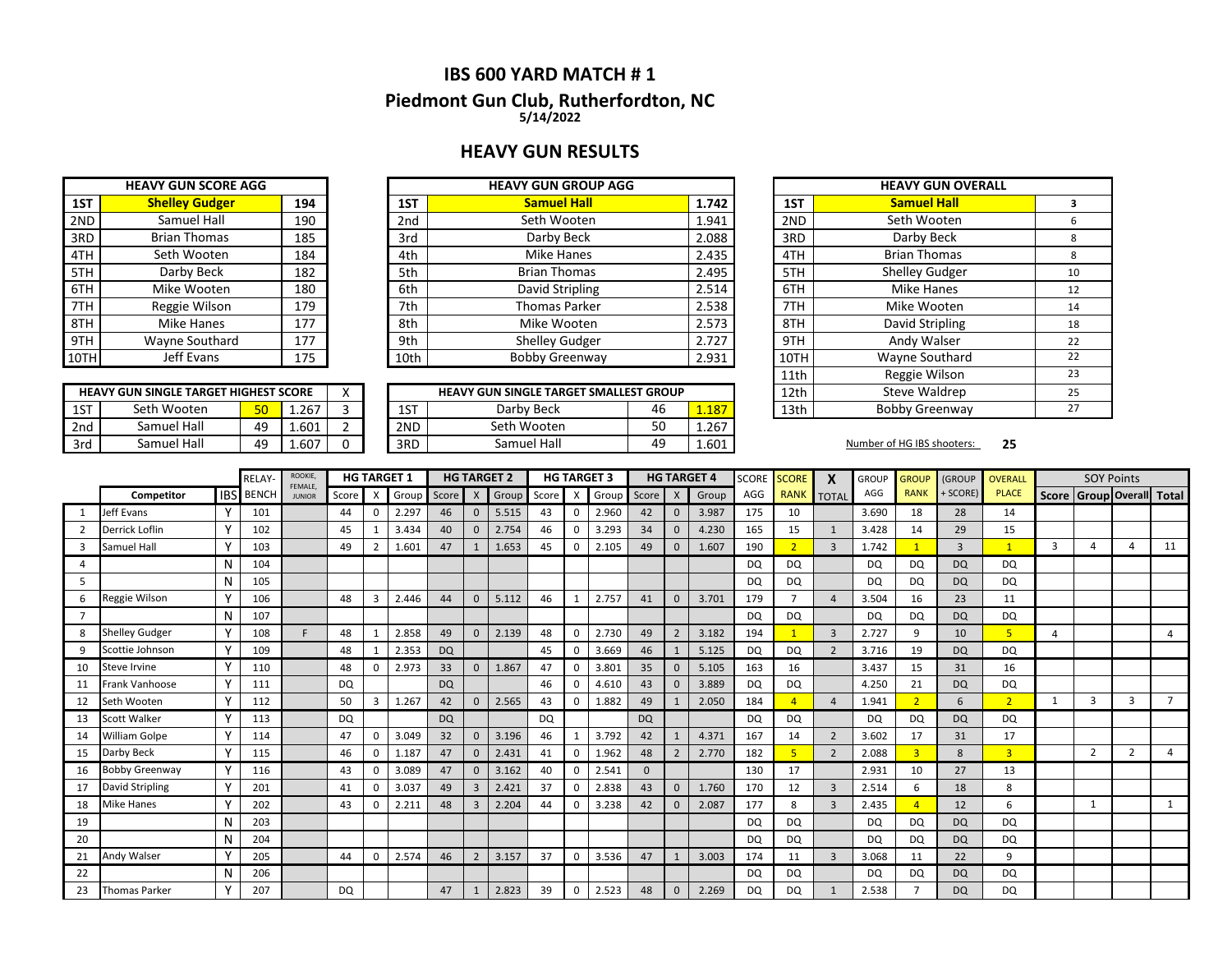# IBS 600 YARD MATCH # 1

## Piedmont Gun Club, Rutherfordton, NC

**5/14/2022**

## HEAVY GUN RESULTS

| HEAVY GUN SCORE AGG | | |
|---|---|---|
| 1ST | **Shelley Gudger** | **194** |
| 2ND | Samuel Hall | 190 |
| 3RD | Brian Thomas | 185 |
| 4TH | Seth Wooten | 184 |
| 5TH | Darby Beck | 182 |
| 6TH | Mike Wooten | 180 |
| 7TH | Reggie Wilson | 179 |
| 8TH | Mike Hanes | 177 |
| 9TH | Wayne Southard | 177 |
| 10TH | Jeff Evans | 175 |

| HEAVY GUN GROUP AGG | | |
|---|---|---|
| 1ST | **Samuel Hall** | **1.742** |
| 2nd | Seth Wooten | 1.941 |
| 3rd | Darby Beck | 2.088 |
| 4th | Mike Hanes | 2.435 |
| 5th | Brian Thomas | 2.495 |
| 6th | David Stripling | 2.514 |
| 7th | Thomas Parker | 2.538 |
| 8th | Mike Wooten | 2.573 |
| 9th | Shelley Gudger | 2.727 |
| 10th | Bobby Greenway | 2.931 |

| HEAVY GUN OVERALL | | |
|---|---|---|
| 1ST | **Samuel Hall** | **3** |
| 2ND | Seth Wooten | 6 |
| 3RD | Darby Beck | 8 |
| 4TH | Brian Thomas | 8 |
| 5TH | Shelley Gudger | 10 |
| 6TH | Mike Hanes | 12 |
| 7TH | Mike Wooten | 14 |
| 8TH | David Stripling | 18 |
| 9TH | Andy Walser | 22 |
| 10TH | Wayne Southard | 22 |
| 11th | Reggie Wilson | 23 |
| 12th | Steve Waldrep | 25 |
| 13th | Bobby Greenway | 27 |

| HEAVY GUN SINGLE TARGET HIGHEST SCORE | | | | X |
|---|---|---|---|---|
| 1ST | Seth Wooten | 50 | 1.267 | 3 |
| 2nd | Samuel Hall | 49 | 1.601 | 2 |
| 3rd | Samuel Hall | 49 | 1.607 | 0 |

| HEAVY GUN SINGLE TARGET SMALLEST GROUP | | | |
|---|---|---|---|
| 1ST | Darby Beck | 46 | 1.187 |
| 2ND | Seth Wooten | 50 | 1.267 |
| 3RD | Samuel Hall | 49 | 1.601 |

Number of HG IBS shooters: **25**

| | | | RELAY- | ROOKIE, FEMALE, JUNIOR | HG TARGET 1 | | | HG TARGET 2 | | | HG TARGET 3 | | | HG TARGET 4 | | | SCORE | SCORE | X | GROUP | GROUP | (GROUP | OVERALL | SOY Points | | | |
|---|---|---|---|---|---|---|---|---|---|---|---|---|---|---|---|---|---|---|---|---|---|---|---|---|---|---|---|
| | Competitor | IBS | BENCH | | Score | X | Group | Score | X | Group | Score | X | Group | Score | X | Group | AGG | RANK | TOTAL | AGG | RANK | + SCORE) | PLACE | Score | Group | Overall | Total |
| 1 | Jeff Evans | Y | 101 | | 44 | 0 | 2.297 | 46 | 0 | 5.515 | 43 | 0 | 2.960 | 42 | 0 | 3.987 | 175 | 10 | | 3.690 | 18 | 28 | 14 | | | | |
| 2 | Derrick Loflin | Y | 102 | | 45 | 1 | 3.434 | 40 | 0 | 2.754 | 46 | 0 | 3.293 | 34 | 0 | 4.230 | 165 | 15 | 1 | 3.428 | 14 | 29 | 15 | | | | |
| 3 | Samuel Hall | Y | 103 | | 49 | 2 | 1.601 | 47 | 1 | 1.653 | 45 | 0 | 2.105 | 49 | 0 | 1.607 | 190 | 2 | 3 | 1.742 | 1 | 3 | 1 | 3 | 4 | 4 | 11 |
| 4 | | N | 104 | | | | | | | | | | | | | | DQ | DQ | | DQ | DQ | DQ | DQ | | | | |
| 5 | | N | 105 | | | | | | | | | | | | | | DQ | DQ | | DQ | DQ | DQ | DQ | | | | |
| 6 | Reggie Wilson | Y | 106 | | 48 | 3 | 2.446 | 44 | 0 | 5.112 | 46 | 1 | 2.757 | 41 | 0 | 3.701 | 179 | 7 | 4 | 3.504 | 16 | 23 | 11 | | | | |
| 7 | | N | 107 | | | | | | | | | | | | | | DQ | DQ | | DQ | DQ | DQ | DQ | | | | |
| 8 | Shelley Gudger | Y | 108 | F | 48 | 1 | 2.858 | 49 | 0 | 2.139 | 48 | 0 | 2.730 | 49 | 2 | 3.182 | 194 | 1 | 3 | 2.727 | 9 | 10 | 5 | 4 | | | 4 |
| 9 | Scottie Johnson | Y | 109 | | 48 | 1 | 2.353 | DQ | | | 45 | 0 | 3.669 | 46 | 1 | 5.125 | DQ | DQ | 2 | 3.716 | 19 | DQ | DQ | | | | |
| 10 | Steve Irvine | Y | 110 | | 48 | 0 | 2.973 | 33 | 0 | 1.867 | 47 | 0 | 3.801 | 35 | 0 | 5.105 | 163 | 16 | | 3.437 | 15 | 31 | 16 | | | | |
| 11 | Frank Vanhoose | Y | 111 | | DQ | | | DQ | | | 46 | 0 | 4.610 | 43 | 0 | 3.889 | DQ | DQ | | 4.250 | 21 | DQ | DQ | | | | |
| 12 | Seth Wooten | Y | 112 | | 50 | 3 | 1.267 | 42 | 0 | 2.565 | 43 | 0 | 1.882 | 49 | 1 | 2.050 | 184 | 4 | 4 | 1.941 | 2 | 6 | 2 | 1 | 3 | 3 | 7 |
| 13 | Scott Walker | Y | 113 | | DQ | | | DQ | | | DQ | | | DQ | | | DQ | DQ | | DQ | DQ | DQ | DQ | | | | |
| 14 | William Golpe | Y | 114 | | 47 | 0 | 3.049 | 32 | 0 | 3.196 | 46 | 1 | 3.792 | 42 | 1 | 4.371 | 167 | 14 | 2 | 3.602 | 17 | 31 | 17 | | | | |
| 15 | Darby Beck | Y | 115 | | 46 | 0 | 1.187 | 47 | 0 | 2.431 | 41 | 0 | 1.962 | 48 | 2 | 2.770 | 182 | 5 | 2 | 2.088 | 3 | 8 | 3 | | 2 | 2 | 4 |
| 16 | Bobby Greenway | Y | 116 | | 43 | 0 | 3.089 | 47 | 0 | 3.162 | 40 | 0 | 2.541 | 0 | | | 130 | 17 | | 2.931 | 10 | 27 | 13 | | | | |
| 17 | David Stripling | Y | 201 | | 41 | 0 | 3.037 | 49 | 3 | 2.421 | 37 | 0 | 2.838 | 43 | 0 | 1.760 | 170 | 12 | 3 | 2.514 | 6 | 18 | 8 | | | | |
| 18 | Mike Hanes | Y | 202 | | 43 | 0 | 2.211 | 48 | 3 | 2.204 | 44 | 0 | 3.238 | 42 | 0 | 2.087 | 177 | 8 | 3 | 2.435 | 4 | 12 | 6 | | 1 | | 1 |
| 19 | | N | 203 | | | | | | | | | | | | | | DQ | DQ | | DQ | DQ | DQ | DQ | | | | |
| 20 | | N | 204 | | | | | | | | | | | | | | DQ | DQ | | DQ | DQ | DQ | DQ | | | | |
| 21 | Andy Walser | Y | 205 | | 44 | 0 | 2.574 | 46 | 2 | 3.157 | 37 | 0 | 3.536 | 47 | 1 | 3.003 | 174 | 11 | 3 | 3.068 | 11 | 22 | 9 | | | | |
| 22 | | N | 206 | | | | | | | | | | | | | | DQ | DQ | | DQ | DQ | DQ | DQ | | | | |
| 23 | Thomas Parker | Y | 207 | | DQ | | | 47 | 1 | 2.823 | 39 | 0 | 2.523 | 48 | 0 | 2.269 | DQ | DQ | 1 | 2.538 | 7 | DQ | DQ | | | | |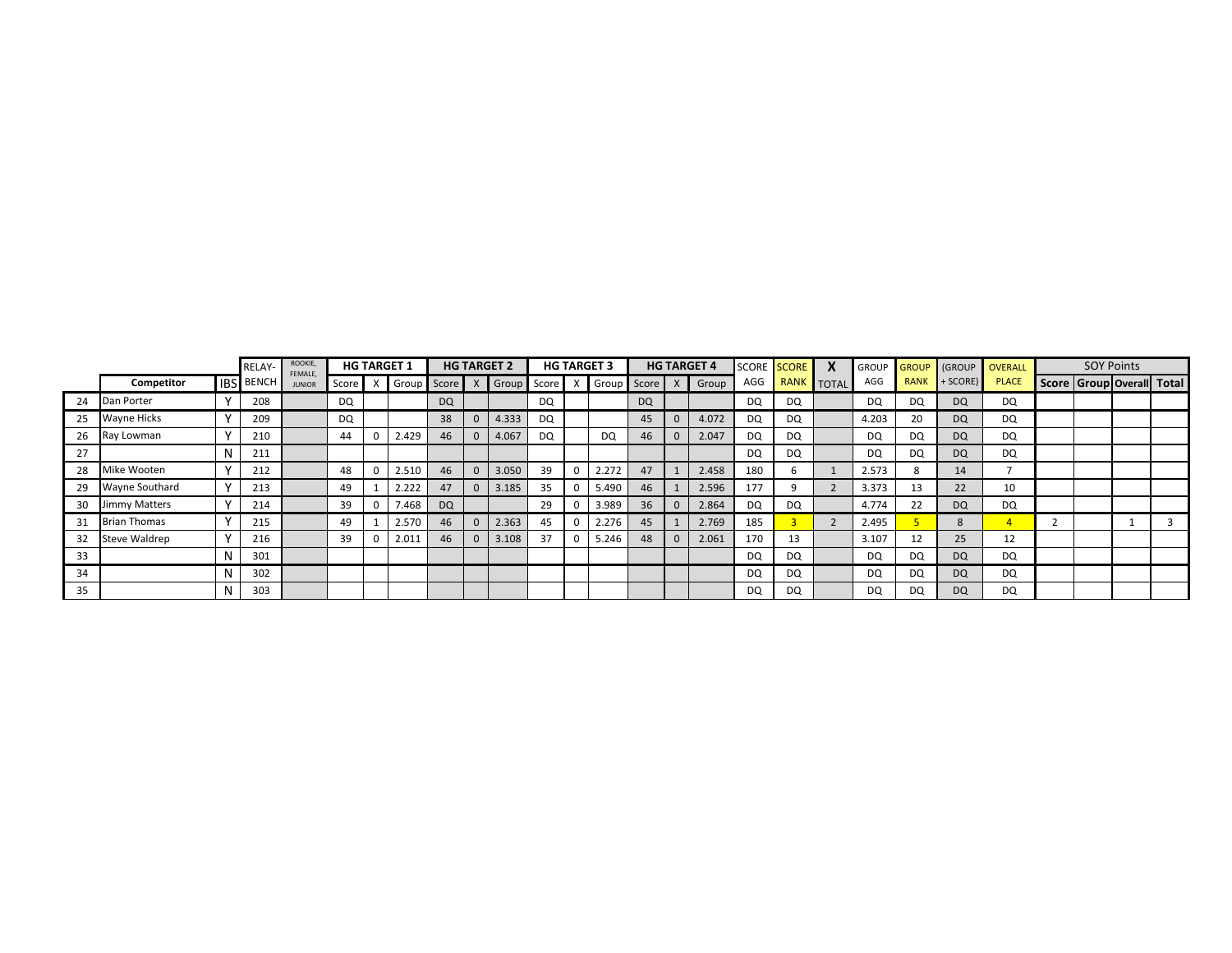| | Competitor | IBS | RELAY-BENCH | ROOKIE, FEMALE, JUNIOR | HG TARGET 1 | | | HG TARGET 2 | | | HG TARGET 3 | | | HG TARGET 4 | | | SCORE AGG | SCORE RANK | X TOTAL | GROUP AGG | GROUP RANK | (GROUP + SCORE) | OVERALL PLACE | SOY Points | | | |
|---|---|---|---|---|---|---|---|---|---|---|---|---|---|---|---|---|---|---|---|---|---|---|---|---|---|---|---|
| | | | | | Score | X | Group | Score | X | Group | Score | X | Group | Score | X | Group | | | | | | | | Score | Group | Overall | Total |
| 24 | Dan Porter | Y | 208 | | DQ | | | DQ | | | DQ | | | DQ | | | DQ | DQ | | DQ | DQ | DQ | DQ | | | | |
| 25 | Wayne Hicks | Y | 209 | | DQ | | | 38 | 0 | 4.333 | DQ | | | 45 | 0 | 4.072 | DQ | DQ | | 4.203 | 20 | DQ | DQ | | | | |
| 26 | Ray Lowman | Y | 210 | | 44 | 0 | 2.429 | 46 | 0 | 4.067 | DQ | | DQ | 46 | 0 | 2.047 | DQ | DQ | | DQ | DQ | DQ | DQ | | | | |
| 27 | | N | 211 | | | | | | | | | | | | | | DQ | DQ | | DQ | DQ | DQ | DQ | | | | |
| 28 | Mike Wooten | Y | 212 | | 48 | 0 | 2.510 | 46 | 0 | 3.050 | 39 | 0 | 2.272 | 47 | 1 | 2.458 | 180 | 6 | 1 | 2.573 | 8 | 14 | 7 | | | | |
| 29 | Wayne Southard | Y | 213 | | 49 | 1 | 2.222 | 47 | 0 | 3.185 | 35 | 0 | 5.490 | 46 | 1 | 2.596 | 177 | 9 | 2 | 3.373 | 13 | 22 | 10 | | | | |
| 30 | Jimmy Matters | Y | 214 | | 39 | 0 | 7.468 | DQ | | | 29 | 0 | 3.989 | 36 | 0 | 2.864 | DQ | DQ | | 4.774 | 22 | DQ | DQ | | | | |
| 31 | Brian Thomas | Y | 215 | | 49 | 1 | 2.570 | 46 | 0 | 2.363 | 45 | 0 | 2.276 | 45 | 1 | 2.769 | 185 | 3 | 2 | 2.495 | 5 | 8 | 4 | 2 | | 1 | 3 |
| 32 | Steve Waldrep | Y | 216 | | 39 | 0 | 2.011 | 46 | 0 | 3.108 | 37 | 0 | 5.246 | 48 | 0 | 2.061 | 170 | 13 | | 3.107 | 12 | 25 | 12 | | | | |
| 33 | | N | 301 | | | | | | | | | | | | | | DQ | DQ | | DQ | DQ | DQ | DQ | | | | |
| 34 | | N | 302 | | | | | | | | | | | | | | DQ | DQ | | DQ | DQ | DQ | DQ | | | | |
| 35 | | N | 303 | | | | | | | | | | | | | | DQ | DQ | | DQ | DQ | DQ | DQ | | | | |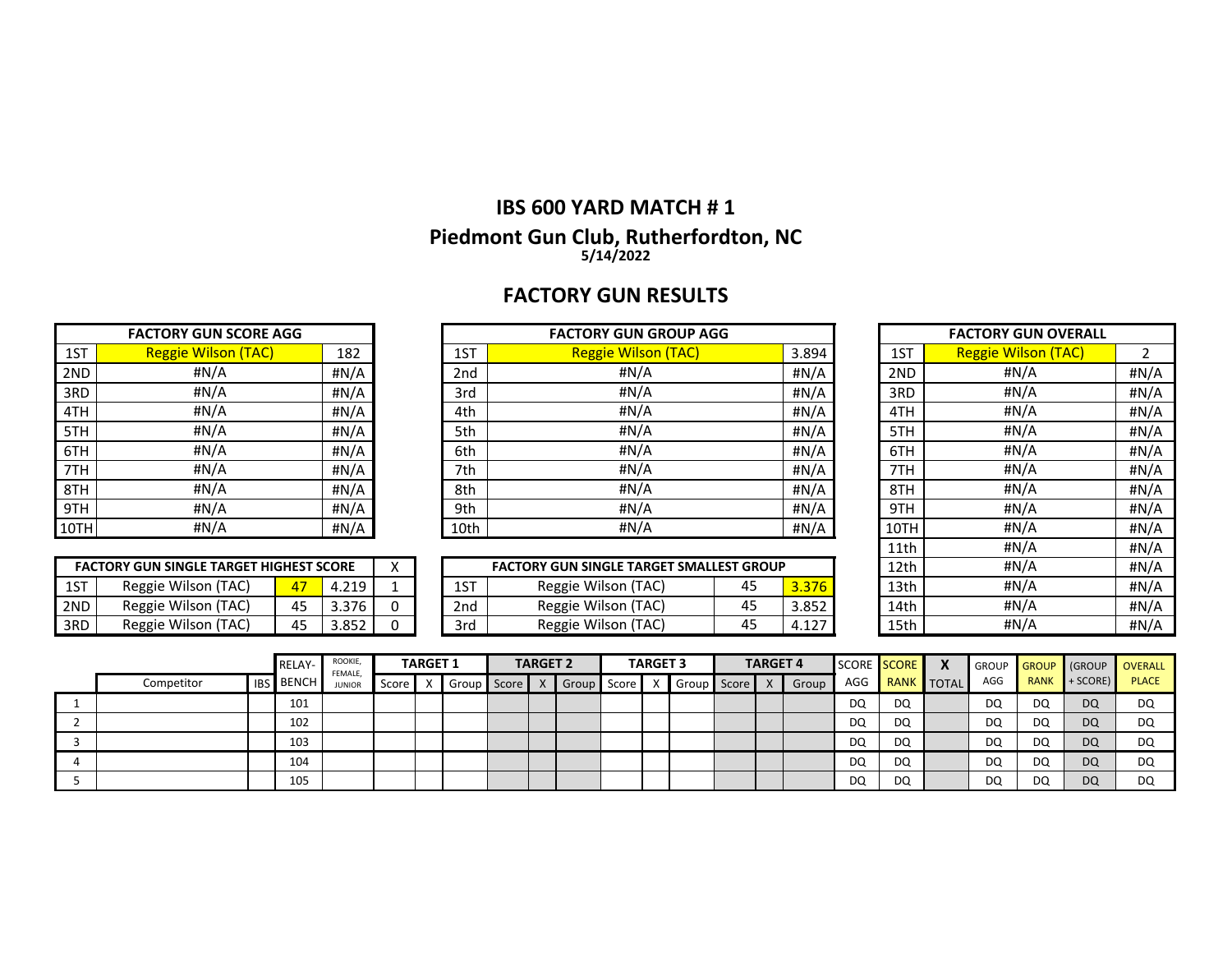# IBS 600 YARD MATCH # 1

## Piedmont Gun Club, Rutherfordton, NC

**5/14/2022**

## FACTORY GUN RESULTS

| FACTORY GUN SCORE AGG | | |
|---|---|---|
| 1ST | Reggie Wilson (TAC) | 182 |
| 2ND | #N/A | #N/A |
| 3RD | #N/A | #N/A |
| 4TH | #N/A | #N/A |
| 5TH | #N/A | #N/A |
| 6TH | #N/A | #N/A |
| 7TH | #N/A | #N/A |
| 8TH | #N/A | #N/A |
| 9TH | #N/A | #N/A |
| 10TH | #N/A | #N/A |

| FACTORY GUN GROUP AGG | | |
|---|---|---|
| 1ST | Reggie Wilson (TAC) | 3.894 |
| 2nd | #N/A | #N/A |
| 3rd | #N/A | #N/A |
| 4th | #N/A | #N/A |
| 5th | #N/A | #N/A |
| 6th | #N/A | #N/A |
| 7th | #N/A | #N/A |
| 8th | #N/A | #N/A |
| 9th | #N/A | #N/A |
| 10th | #N/A | #N/A |

| FACTORY GUN OVERALL | | |
|---|---|---|
| 1ST | Reggie Wilson (TAC) | 2 |
| 2ND | #N/A | #N/A |
| 3RD | #N/A | #N/A |
| 4TH | #N/A | #N/A |
| 5TH | #N/A | #N/A |
| 6TH | #N/A | #N/A |
| 7TH | #N/A | #N/A |
| 8TH | #N/A | #N/A |
| 9TH | #N/A | #N/A |
| 10TH | #N/A | #N/A |
| 11th | #N/A | #N/A |
| 12th | #N/A | #N/A |
| 13th | #N/A | #N/A |
| 14th | #N/A | #N/A |
| 15th | #N/A | #N/A |

| FACTORY GUN SINGLE TARGET HIGHEST SCORE | | | | X |
|---|---|---|---|---|
| 1ST | Reggie Wilson (TAC) | 47 | 4.219 | 1 |
| 2ND | Reggie Wilson (TAC) | 45 | 3.376 | 0 |
| 3RD | Reggie Wilson (TAC) | 45 | 3.852 | 0 |

| FACTORY GUN SINGLE TARGET SMALLEST GROUP | | | |
|---|---|---|---|
| 1ST | Reggie Wilson (TAC) | 45 | 3.376 |
| 2nd | Reggie Wilson (TAC) | 45 | 3.852 |
| 3rd | Reggie Wilson (TAC) | 45 | 4.127 |

| | | | RELAY- | ROOKIE, FEMALE, | TARGET 1 | | | TARGET 2 | | | TARGET 3 | | | TARGET 4 | | | SCORE | SCORE | X | GROUP | GROUP | (GROUP | OVERALL |
|---|---|---|---|---|---|---|---|---|---|---|---|---|---|---|---|---|---|---|---|---|---|---|---|
| | Competitor | IBS | BENCH | JUNIOR | Score | X | Group | Score | X | Group | Score | X | Group | Score | X | Group | AGG | RANK | TOTAL | AGG | RANK | + SCORE) | PLACE |
| 1 | | | 101 | | | | | | | | | | | | | | DQ | DQ | | DQ | DQ | DQ | DQ |
| 2 | | | 102 | | | | | | | | | | | | | | DQ | DQ | | DQ | DQ | DQ | DQ |
| 3 | | | 103 | | | | | | | | | | | | | | DQ | DQ | | DQ | DQ | DQ | DQ |
| 4 | | | 104 | | | | | | | | | | | | | | DQ | DQ | | DQ | DQ | DQ | DQ |
| 5 | | | 105 | | | | | | | | | | | | | | DQ | DQ | | DQ | DQ | DQ | DQ |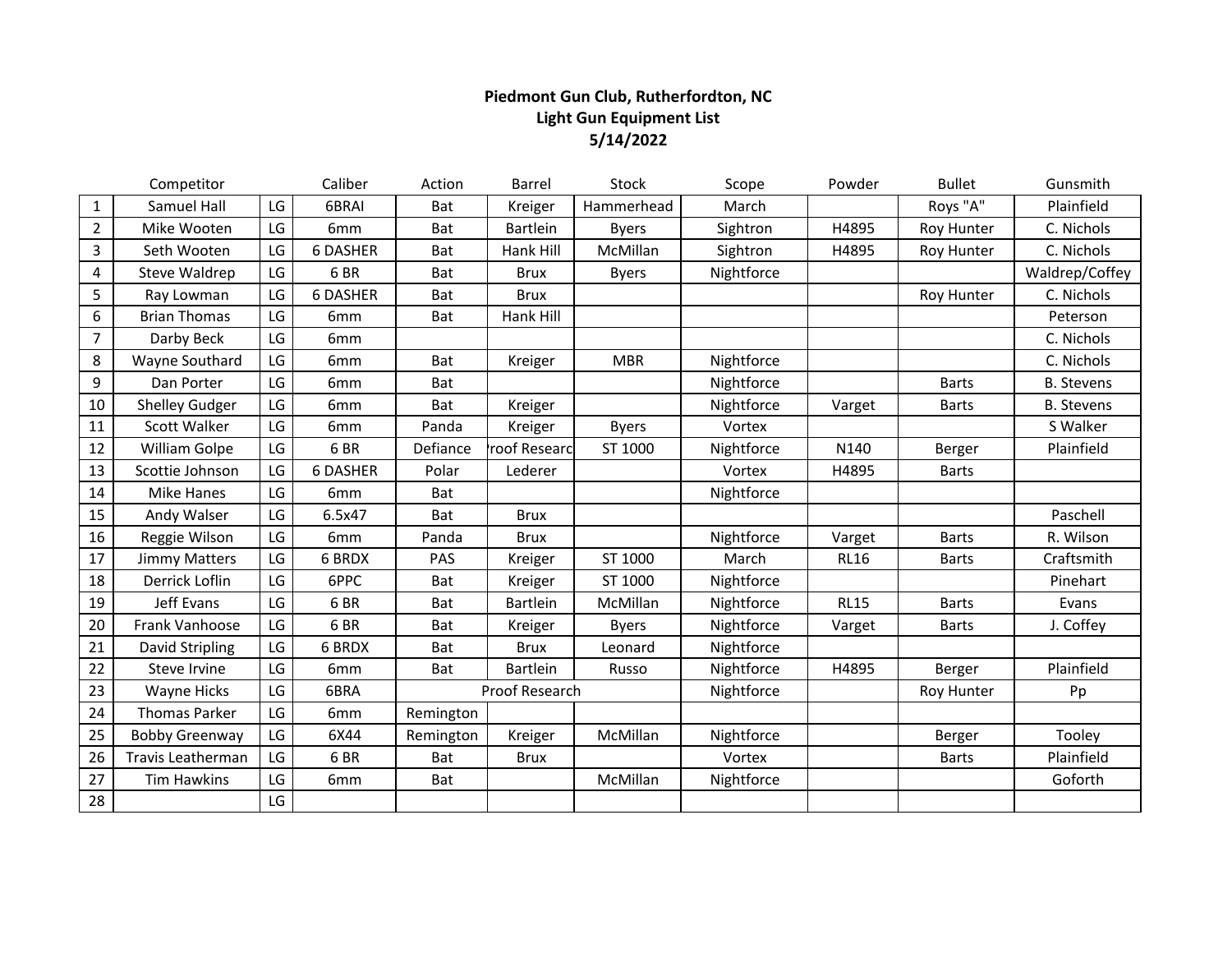**Piedmont Gun Club, Rutherfordton, NC**
**Light Gun Equipment List**
**5/14/2022**

| | Competitor | | Caliber | Action | Barrel | Stock | Scope | Powder | Bullet | Gunsmith |
|---|---|---|---|---|---|---|---|---|---|---|
| 1 | Samuel Hall | LG | 6BRAI | Bat | Kreiger | Hammerhead | March | | Roys "A" | Plainfield |
| 2 | Mike Wooten | LG | 6mm | Bat | Bartlein | Byers | Sightron | H4895 | Roy Hunter | C. Nichols |
| 3 | Seth Wooten | LG | 6 DASHER | Bat | Hank Hill | McMillan | Sightron | H4895 | Roy Hunter | C. Nichols |
| 4 | Steve Waldrep | LG | 6 BR | Bat | Brux | Byers | Nightforce | | | Waldrep/Coffey |
| 5 | Ray Lowman | LG | 6 DASHER | Bat | Brux | | | | Roy Hunter | C. Nichols |
| 6 | Brian Thomas | LG | 6mm | Bat | Hank Hill | | | | | Peterson |
| 7 | Darby Beck | LG | 6mm | | | | | | | C. Nichols |
| 8 | Wayne Southard | LG | 6mm | Bat | Kreiger | MBR | Nightforce | | | C. Nichols |
| 9 | Dan Porter | LG | 6mm | Bat | | | Nightforce | | Barts | B. Stevens |
| 10 | Shelley Gudger | LG | 6mm | Bat | Kreiger | | Nightforce | Varget | Barts | B. Stevens |
| 11 | Scott Walker | LG | 6mm | Panda | Kreiger | Byers | Vortex | | | S Walker |
| 12 | William Golpe | LG | 6 BR | Defiance | roof Researc | ST 1000 | Nightforce | N140 | Berger | Plainfield |
| 13 | Scottie Johnson | LG | 6 DASHER | Polar | Lederer | | Vortex | H4895 | Barts | |
| 14 | Mike Hanes | LG | 6mm | Bat | | | Nightforce | | | |
| 15 | Andy Walser | LG | 6.5x47 | Bat | Brux | | | | | Paschell |
| 16 | Reggie Wilson | LG | 6mm | Panda | Brux | | Nightforce | Varget | Barts | R. Wilson |
| 17 | Jimmy Matters | LG | 6 BRDX | PAS | Kreiger | ST 1000 | March | RL16 | Barts | Craftsmith |
| 18 | Derrick Loflin | LG | 6PPC | Bat | Kreiger | ST 1000 | Nightforce | | | Pinehart |
| 19 | Jeff Evans | LG | 6 BR | Bat | Bartlein | McMillan | Nightforce | RL15 | Barts | Evans |
| 20 | Frank Vanhoose | LG | 6 BR | Bat | Kreiger | Byers | Nightforce | Varget | Barts | J. Coffey |
| 21 | David Stripling | LG | 6 BRDX | Bat | Brux | Leonard | Nightforce | | | |
| 22 | Steve Irvine | LG | 6mm | Bat | Bartlein | Russo | Nightforce | H4895 | Berger | Plainfield |
| 23 | Wayne Hicks | LG | 6BRA | | Proof Research | | Nightforce | | Roy Hunter | Pp |
| 24 | Thomas Parker | LG | 6mm | Remington | | | | | | |
| 25 | Bobby Greenway | LG | 6X44 | Remington | Kreiger | McMillan | Nightforce | | Berger | Tooley |
| 26 | Travis Leatherman | LG | 6 BR | Bat | Brux | | Vortex | | Barts | Plainfield |
| 27 | Tim Hawkins | LG | 6mm | Bat | | McMillan | Nightforce | | | Goforth |
| 28 | | LG | | | | | | | | |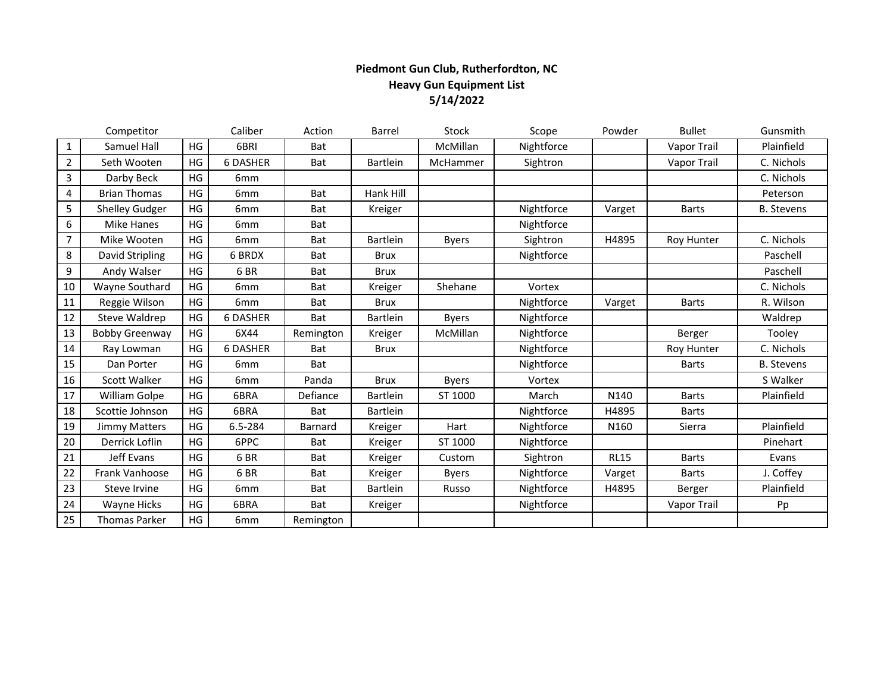**Piedmont Gun Club, Rutherfordton, NC**
**Heavy Gun Equipment List**
**5/14/2022**

| | Competitor | | Caliber | Action | Barrel | Stock | Scope | Powder | Bullet | Gunsmith |
|---|---|---|---|---|---|---|---|---|---|---|
| 1 | Samuel Hall | HG | 6BRI | Bat | | McMillan | Nightforce | | Vapor Trail | Plainfield |
| 2 | Seth Wooten | HG | 6 DASHER | Bat | Bartlein | McHammer | Sightron | | Vapor Trail | C. Nichols |
| 3 | Darby Beck | HG | 6mm | | | | | | | C. Nichols |
| 4 | Brian Thomas | HG | 6mm | Bat | Hank Hill | | | | | Peterson |
| 5 | Shelley Gudger | HG | 6mm | Bat | Kreiger | | Nightforce | Varget | Barts | B. Stevens |
| 6 | Mike Hanes | HG | 6mm | Bat | | | Nightforce | | | |
| 7 | Mike Wooten | HG | 6mm | Bat | Bartlein | Byers | Sightron | H4895 | Roy Hunter | C. Nichols |
| 8 | David Stripling | HG | 6 BRDX | Bat | Brux | | Nightforce | | | Paschell |
| 9 | Andy Walser | HG | 6 BR | Bat | Brux | | | | | Paschell |
| 10 | Wayne Southard | HG | 6mm | Bat | Kreiger | Shehane | Vortex | | | C. Nichols |
| 11 | Reggie Wilson | HG | 6mm | Bat | Brux | | Nightforce | Varget | Barts | R. Wilson |
| 12 | Steve Waldrep | HG | 6 DASHER | Bat | Bartlein | Byers | Nightforce | | | Waldrep |
| 13 | Bobby Greenway | HG | 6X44 | Remington | Kreiger | McMillan | Nightforce | | Berger | Tooley |
| 14 | Ray Lowman | HG | 6 DASHER | Bat | Brux | | Nightforce | | Roy Hunter | C. Nichols |
| 15 | Dan Porter | HG | 6mm | Bat | | | Nightforce | | Barts | B. Stevens |
| 16 | Scott Walker | HG | 6mm | Panda | Brux | Byers | Vortex | | | S Walker |
| 17 | William Golpe | HG | 6BRA | Defiance | Bartlein | ST 1000 | March | N140 | Barts | Plainfield |
| 18 | Scottie Johnson | HG | 6BRA | Bat | Bartlein | | Nightforce | H4895 | Barts | |
| 19 | Jimmy Matters | HG | 6.5-284 | Barnard | Kreiger | Hart | Nightforce | N160 | Sierra | Plainfield |
| 20 | Derrick Loflin | HG | 6PPC | Bat | Kreiger | ST 1000 | Nightforce | | | Pinehart |
| 21 | Jeff Evans | HG | 6 BR | Bat | Kreiger | Custom | Sightron | RL15 | Barts | Evans |
| 22 | Frank Vanhoose | HG | 6 BR | Bat | Kreiger | Byers | Nightforce | Varget | Barts | J. Coffey |
| 23 | Steve Irvine | HG | 6mm | Bat | Bartlein | Russo | Nightforce | H4895 | Berger | Plainfield |
| 24 | Wayne Hicks | HG | 6BRA | Bat | Kreiger | | Nightforce | | Vapor Trail | Pp |
| 25 | Thomas Parker | HG | 6mm | Remington | | | | | | |